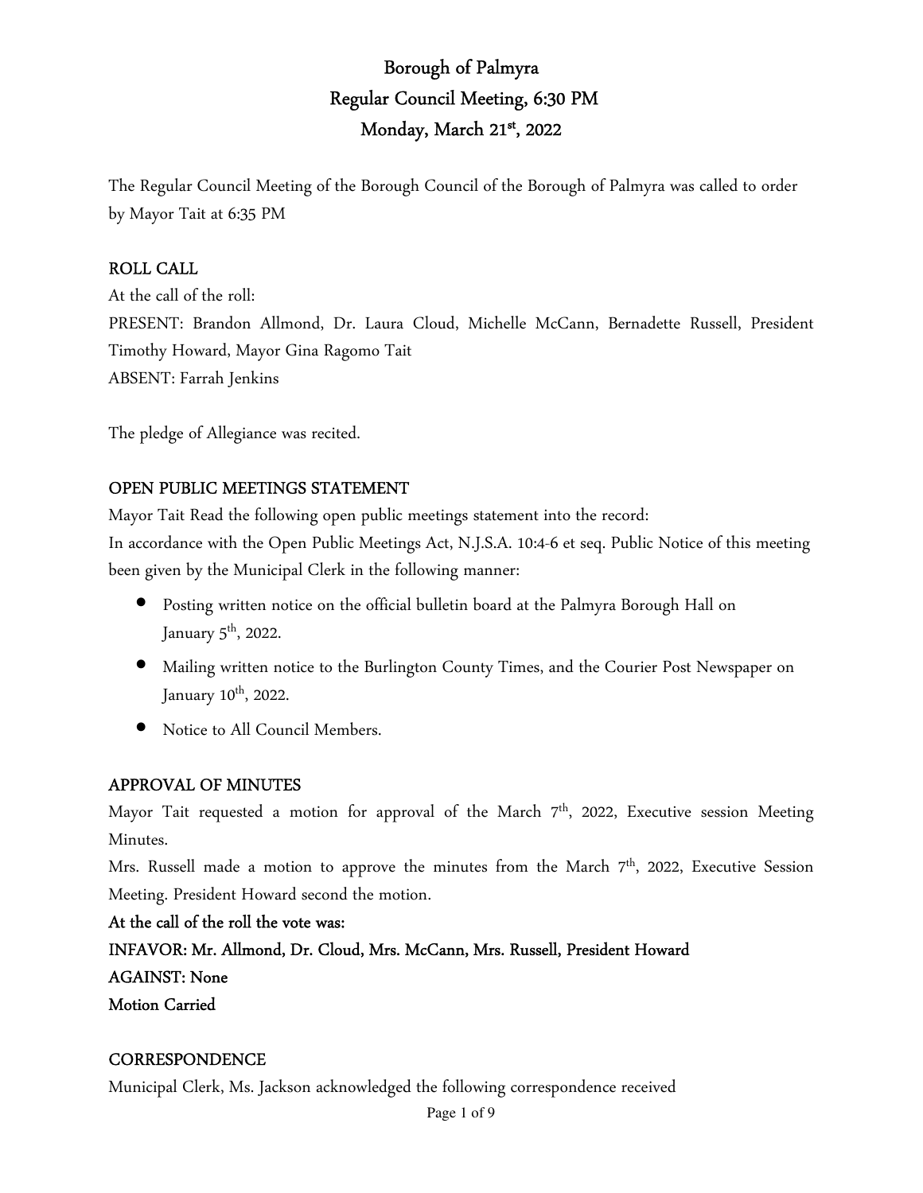# Borough of Palmyra
## Regular Council Meeting, 6:30 PM
## Monday, March 21st, 2022

The Regular Council Meeting of the Borough Council of the Borough of Palmyra was called to order by Mayor Tait at 6:35 PM

### ROLL CALL

At the call of the roll:
PRESENT: Brandon Allmond, Dr. Laura Cloud, Michelle McCann, Bernadette Russell, President Timothy Howard, Mayor Gina Ragomo Tait
ABSENT: Farrah Jenkins

The pledge of Allegiance was recited.

### OPEN PUBLIC MEETINGS STATEMENT

Mayor Tait Read the following open public meetings statement into the record:
In accordance with the Open Public Meetings Act, N.J.S.A. 10:4-6 et seq. Public Notice of this meeting been given by the Municipal Clerk in the following manner:

- Posting written notice on the official bulletin board at the Palmyra Borough Hall on January 5th, 2022.
- Mailing written notice to the Burlington County Times, and the Courier Post Newspaper on January 10th, 2022.
- Notice to All Council Members.

### APPROVAL OF MINUTES

Mayor Tait requested a motion for approval of the March 7th, 2022, Executive session Meeting Minutes.
Mrs. Russell made a motion to approve the minutes from the March 7th, 2022, Executive Session Meeting. President Howard second the motion.

**At the call of the roll the vote was:**
**INFAVOR: Mr. Allmond, Dr. Cloud, Mrs. McCann, Mrs. Russell, President Howard**
**AGAINST: None**
**Motion Carried**

### CORRESPONDENCE

Municipal Clerk, Ms. Jackson acknowledged the following correspondence received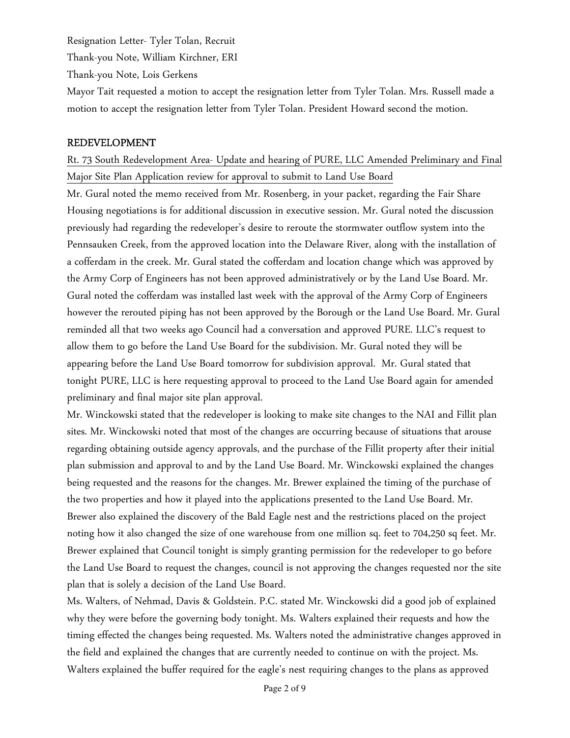Resignation Letter- Tyler Tolan, Recruit

Thank-you Note, William Kirchner, ERI

Thank-you Note, Lois Gerkens

Mayor Tait requested a motion to accept the resignation letter from Tyler Tolan. Mrs. Russell made a motion to accept the resignation letter from Tyler Tolan. President Howard second the motion.

## REDEVELOPMENT

<u>Rt. 73 South Redevelopment Area- Update and hearing of PURE, LLC Amended Preliminary and Final Major Site Plan Application review for approval to submit to Land Use Board</u>

Mr. Gural noted the memo received from Mr. Rosenberg, in your packet, regarding the Fair Share Housing negotiations is for additional discussion in executive session. Mr. Gural noted the discussion previously had regarding the redeveloper's desire to reroute the stormwater outflow system into the Pennsauken Creek, from the approved location into the Delaware River, along with the installation of a cofferdam in the creek. Mr. Gural stated the cofferdam and location change which was approved by the Army Corp of Engineers has not been approved administratively or by the Land Use Board. Mr. Gural noted the cofferdam was installed last week with the approval of the Army Corp of Engineers however the rerouted piping has not been approved by the Borough or the Land Use Board. Mr. Gural reminded all that two weeks ago Council had a conversation and approved PURE. LLC's request to allow them to go before the Land Use Board for the subdivision. Mr. Gural noted they will be appearing before the Land Use Board tomorrow for subdivision approval. Mr. Gural stated that tonight PURE, LLC is here requesting approval to proceed to the Land Use Board again for amended preliminary and final major site plan approval.

Mr. Winckowski stated that the redeveloper is looking to make site changes to the NAI and Fillit plan sites. Mr. Winckowski noted that most of the changes are occurring because of situations that arouse regarding obtaining outside agency approvals, and the purchase of the Fillit property after their initial plan submission and approval to and by the Land Use Board. Mr. Winckowski explained the changes being requested and the reasons for the changes. Mr. Brewer explained the timing of the purchase of the two properties and how it played into the applications presented to the Land Use Board. Mr. Brewer also explained the discovery of the Bald Eagle nest and the restrictions placed on the project noting how it also changed the size of one warehouse from one million sq. feet to 704,250 sq feet. Mr. Brewer explained that Council tonight is simply granting permission for the redeveloper to go before the Land Use Board to request the changes, council is not approving the changes requested nor the site plan that is solely a decision of the Land Use Board.

Ms. Walters, of Nehmad, Davis & Goldstein. P.C. stated Mr. Winckowski did a good job of explained why they were before the governing body tonight. Ms. Walters explained their requests and how the timing effected the changes being requested. Ms. Walters noted the administrative changes approved in the field and explained the changes that are currently needed to continue on with the project. Ms. Walters explained the buffer required for the eagle's nest requiring changes to the plans as approved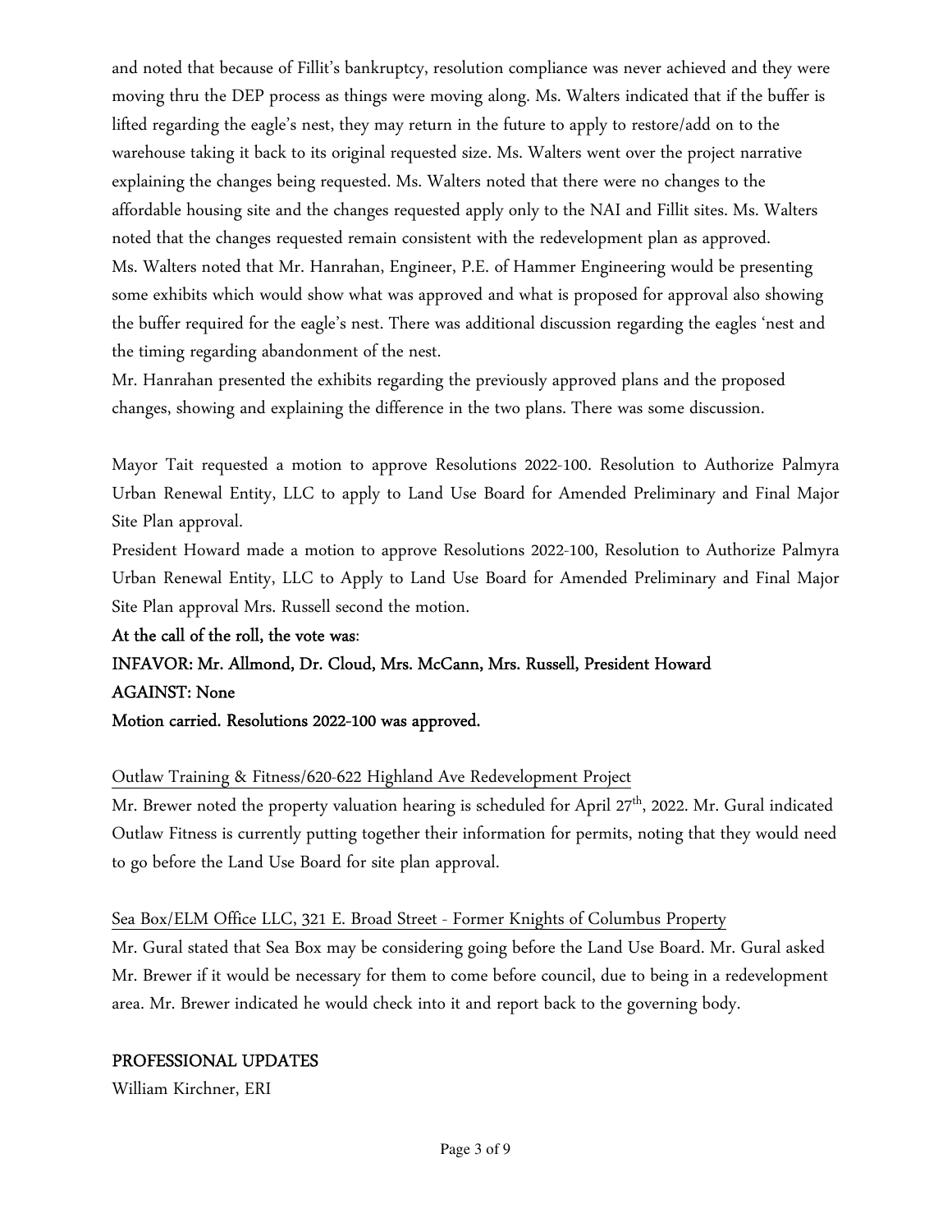and noted that because of Fillit's bankruptcy, resolution compliance was never achieved and they were moving thru the DEP process as things were moving along. Ms. Walters indicated that if the buffer is lifted regarding the eagle's nest, they may return in the future to apply to restore/add on to the warehouse taking it back to its original requested size. Ms. Walters went over the project narrative explaining the changes being requested. Ms. Walters noted that there were no changes to the affordable housing site and the changes requested apply only to the NAI and Fillit sites. Ms. Walters noted that the changes requested remain consistent with the redevelopment plan as approved.
Ms. Walters noted that Mr. Hanrahan, Engineer, P.E. of Hammer Engineering would be presenting some exhibits which would show what was approved and what is proposed for approval also showing the buffer required for the eagle's nest. There was additional discussion regarding the eagles 'nest and the timing regarding abandonment of the nest.
Mr. Hanrahan presented the exhibits regarding the previously approved plans and the proposed changes, showing and explaining the difference in the two plans. There was some discussion.

Mayor Tait requested a motion to approve Resolutions 2022-100. Resolution to Authorize Palmyra Urban Renewal Entity, LLC to apply to Land Use Board for Amended Preliminary and Final Major Site Plan approval.
President Howard made a motion to approve Resolutions 2022-100, Resolution to Authorize Palmyra Urban Renewal Entity, LLC to Apply to Land Use Board for Amended Preliminary and Final Major Site Plan approval Mrs. Russell second the motion.

**At the call of the roll, the vote was**:
**INFAVOR: Mr. Allmond, Dr. Cloud, Mrs. McCann, Mrs. Russell, President Howard**
**AGAINST: None**
**Motion carried. Resolutions 2022-100 was approved.**

Outlaw Training & Fitness/620-622 Highland Ave Redevelopment Project
Mr. Brewer noted the property valuation hearing is scheduled for April 27th, 2022. Mr. Gural indicated Outlaw Fitness is currently putting together their information for permits, noting that they would need to go before the Land Use Board for site plan approval.

Sea Box/ELM Office LLC, 321 E. Broad Street - Former Knights of Columbus Property
Mr. Gural stated that Sea Box may be considering going before the Land Use Board. Mr. Gural asked Mr. Brewer if it would be necessary for them to come before council, due to being in a redevelopment area. Mr. Brewer indicated he would check into it and report back to the governing body.

## PROFESSIONAL UPDATES

William Kirchner, ERI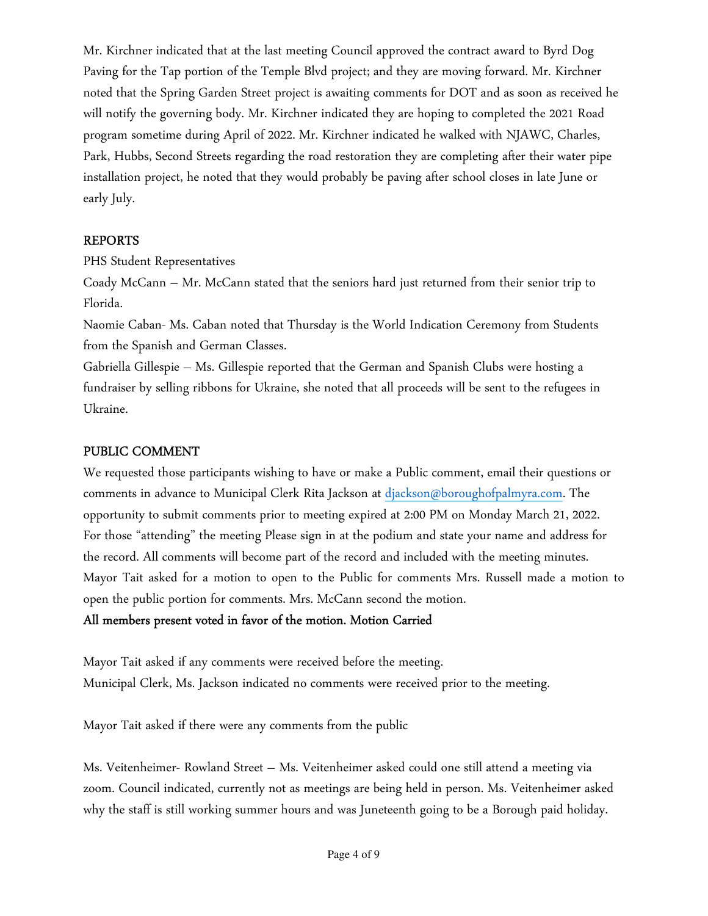Mr. Kirchner indicated that at the last meeting Council approved the contract award to Byrd Dog Paving for the Tap portion of the Temple Blvd project; and they are moving forward. Mr. Kirchner noted that the Spring Garden Street project is awaiting comments for DOT and as soon as received he will notify the governing body. Mr. Kirchner indicated they are hoping to completed the 2021 Road program sometime during April of 2022. Mr. Kirchner indicated he walked with NJAWC, Charles, Park, Hubbs, Second Streets regarding the road restoration they are completing after their water pipe installation project, he noted that they would probably be paving after school closes in late June or early July.

## REPORTS

PHS Student Representatives

Coady McCann – Mr. McCann stated that the seniors hard just returned from their senior trip to Florida.

Naomie Caban- Ms. Caban noted that Thursday is the World Indication Ceremony from Students from the Spanish and German Classes.

Gabriella Gillespie – Ms. Gillespie reported that the German and Spanish Clubs were hosting a fundraiser by selling ribbons for Ukraine, she noted that all proceeds will be sent to the refugees in Ukraine.

## PUBLIC COMMENT

We requested those participants wishing to have or make a Public comment, email their questions or comments in advance to Municipal Clerk Rita Jackson at djackson@boroughofpalmyra.com. The opportunity to submit comments prior to meeting expired at 2:00 PM on Monday March 21, 2022. For those "attending" the meeting Please sign in at the podium and state your name and address for the record. All comments will become part of the record and included with the meeting minutes. Mayor Tait asked for a motion to open to the Public for comments Mrs. Russell made a motion to open the public portion for comments. Mrs. McCann second the motion.

**All members present voted in favor of the motion. Motion Carried**

Mayor Tait asked if any comments were received before the meeting.
Municipal Clerk, Ms. Jackson indicated no comments were received prior to the meeting.

Mayor Tait asked if there were any comments from the public

Ms. Veitenheimer- Rowland Street – Ms. Veitenheimer asked could one still attend a meeting via zoom. Council indicated, currently not as meetings are being held in person. Ms. Veitenheimer asked why the staff is still working summer hours and was Juneteenth going to be a Borough paid holiday.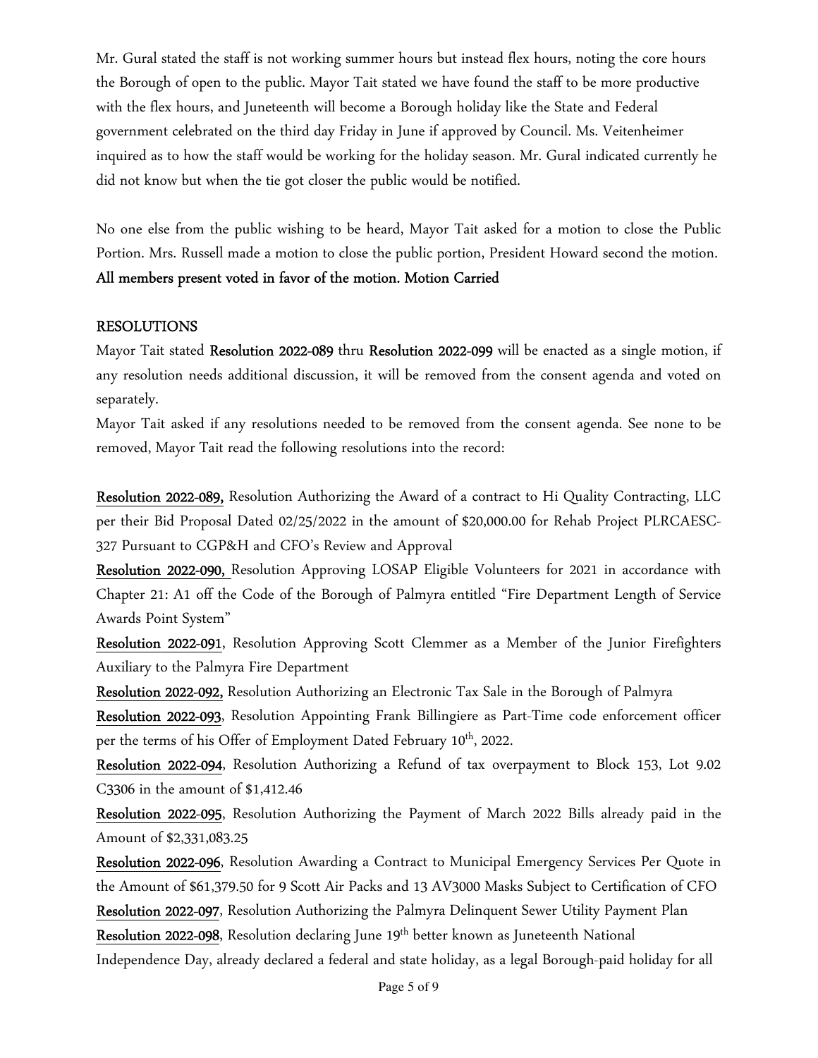Mr. Gural stated the staff is not working summer hours but instead flex hours, noting the core hours the Borough of open to the public. Mayor Tait stated we have found the staff to be more productive with the flex hours, and Juneteenth will become a Borough holiday like the State and Federal government celebrated on the third day Friday in June if approved by Council. Ms. Veitenheimer inquired as to how the staff would be working for the holiday season. Mr. Gural indicated currently he did not know but when the tie got closer the public would be notified.

No one else from the public wishing to be heard, Mayor Tait asked for a motion to close the Public Portion. Mrs. Russell made a motion to close the public portion, President Howard second the motion. **All members present voted in favor of the motion. Motion Carried**

## RESOLUTIONS

Mayor Tait stated **Resolution 2022-089** thru **Resolution 2022-099** will be enacted as a single motion, if any resolution needs additional discussion, it will be removed from the consent agenda and voted on separately.

Mayor Tait asked if any resolutions needed to be removed from the consent agenda. See none to be removed, Mayor Tait read the following resolutions into the record:

**Resolution 2022-089,** Resolution Authorizing the Award of a contract to Hi Quality Contracting, LLC per their Bid Proposal Dated 02/25/2022 in the amount of $20,000.00 for Rehab Project PLRCAESC-327 Pursuant to CGP&H and CFO's Review and Approval

**Resolution 2022-090,** Resolution Approving LOSAP Eligible Volunteers for 2021 in accordance with Chapter 21: A1 off the Code of the Borough of Palmyra entitled "Fire Department Length of Service Awards Point System"

**Resolution 2022-091**, Resolution Approving Scott Clemmer as a Member of the Junior Firefighters Auxiliary to the Palmyra Fire Department

**Resolution 2022-092,** Resolution Authorizing an Electronic Tax Sale in the Borough of Palmyra

**Resolution 2022-093**, Resolution Appointing Frank Billingiere as Part-Time code enforcement officer per the terms of his Offer of Employment Dated February 10th, 2022.

**Resolution 2022-094**, Resolution Authorizing a Refund of tax overpayment to Block 153, Lot 9.02 C3306 in the amount of $1,412.46

**Resolution 2022-095**, Resolution Authorizing the Payment of March 2022 Bills already paid in the Amount of $2,331,083.25

**Resolution 2022-096**, Resolution Awarding a Contract to Municipal Emergency Services Per Quote in the Amount of $61,379.50 for 9 Scott Air Packs and 13 AV3000 Masks Subject to Certification of CFO

**Resolution 2022-097**, Resolution Authorizing the Palmyra Delinquent Sewer Utility Payment Plan

**Resolution 2022-098**, Resolution declaring June 19th better known as Juneteenth National Independence Day, already declared a federal and state holiday, as a legal Borough-paid holiday for all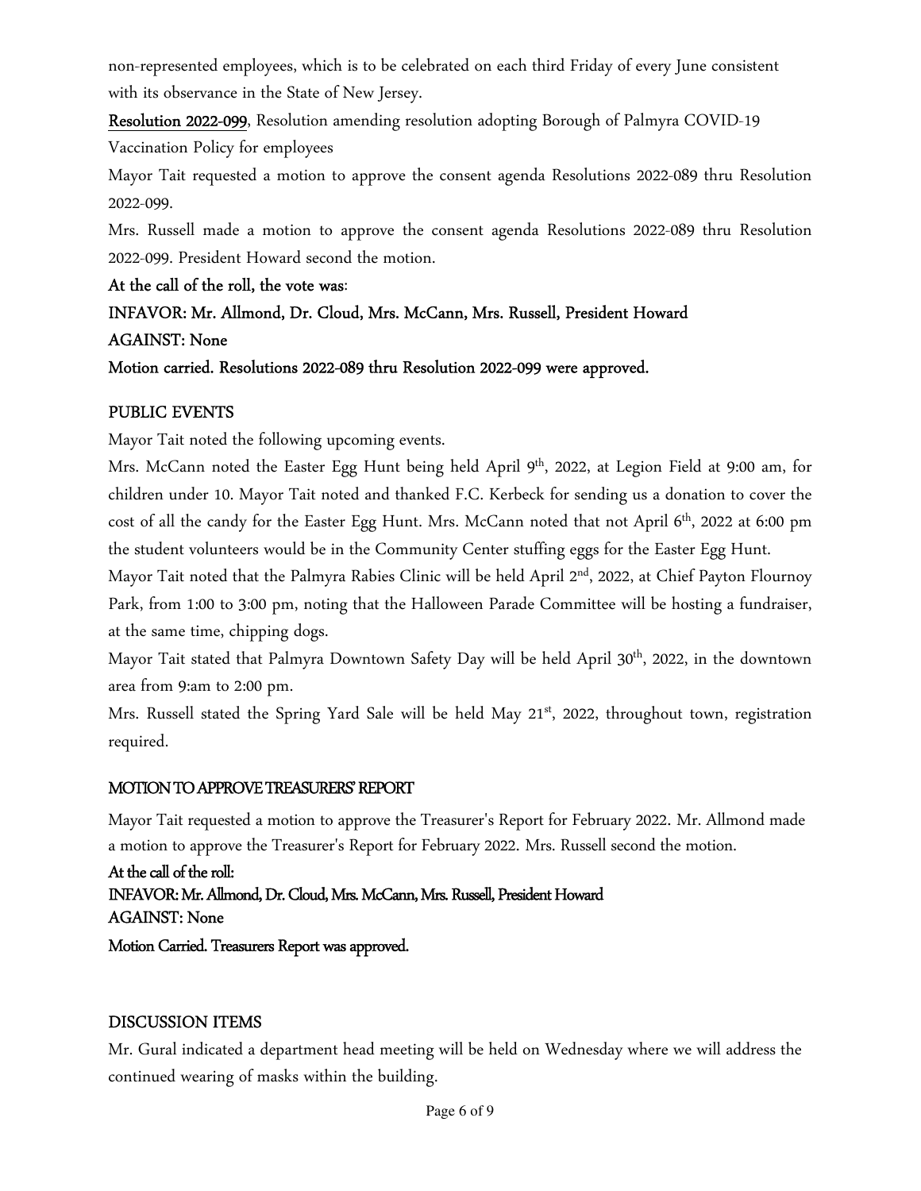non-represented employees, which is to be celebrated on each third Friday of every June consistent with its observance in the State of New Jersey.

Resolution 2022-099, Resolution amending resolution adopting Borough of Palmyra COVID-19 Vaccination Policy for employees

Mayor Tait requested a motion to approve the consent agenda Resolutions 2022-089 thru Resolution 2022-099.

Mrs. Russell made a motion to approve the consent agenda Resolutions 2022-089 thru Resolution 2022-099. President Howard second the motion.

**At the call of the roll, the vote was**:

**INFAVOR: Mr. Allmond, Dr. Cloud, Mrs. McCann, Mrs. Russell, President Howard**

**AGAINST: None**

**Motion carried. Resolutions 2022-089 thru Resolution 2022-099 were approved.**

## PUBLIC EVENTS

Mayor Tait noted the following upcoming events.

Mrs. McCann noted the Easter Egg Hunt being held April 9th, 2022, at Legion Field at 9:00 am, for children under 10. Mayor Tait noted and thanked F.C. Kerbeck for sending us a donation to cover the cost of all the candy for the Easter Egg Hunt. Mrs. McCann noted that not April 6th, 2022 at 6:00 pm the student volunteers would be in the Community Center stuffing eggs for the Easter Egg Hunt.

Mayor Tait noted that the Palmyra Rabies Clinic will be held April 2nd, 2022, at Chief Payton Flournoy Park, from 1:00 to 3:00 pm, noting that the Halloween Parade Committee will be hosting a fundraiser, at the same time, chipping dogs.

Mayor Tait stated that Palmyra Downtown Safety Day will be held April 30th, 2022, in the downtown area from 9:am to 2:00 pm.

Mrs. Russell stated the Spring Yard Sale will be held May 21st, 2022, throughout town, registration required.

## MOTION TO APPROVE TREASURERS' REPORT

Mayor Tait requested a motion to approve the Treasurer's Report for February 2022. Mr. Allmond made a motion to approve the Treasurer's Report for February 2022. Mrs. Russell second the motion.

**At the call of the roll:**
**INFAVOR: Mr. Allmond, Dr. Cloud, Mrs. McCann, Mrs. Russell, President Howard**
**AGAINST: None**

**Motion Carried. Treasurers Report was approved.**

## DISCUSSION ITEMS

Mr. Gural indicated a department head meeting will be held on Wednesday where we will address the continued wearing of masks within the building.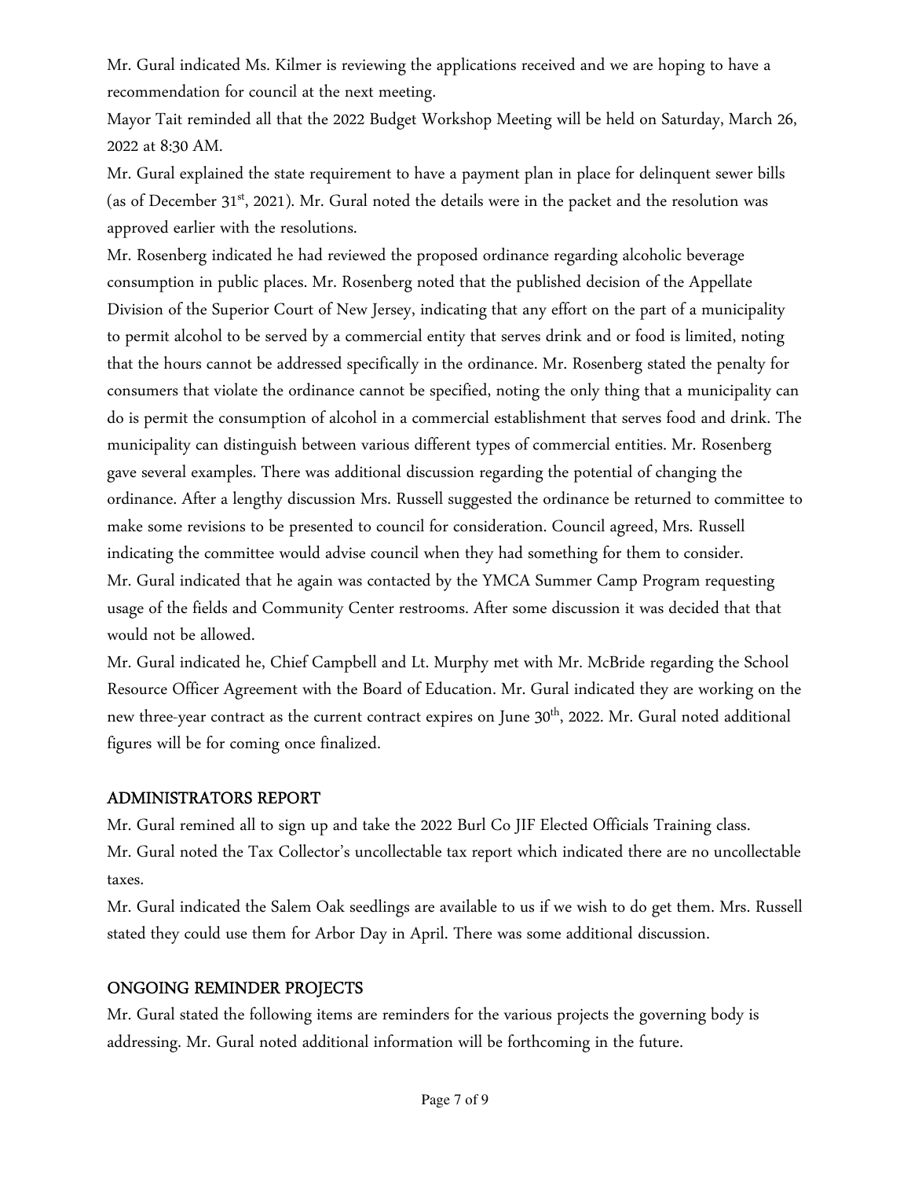Mr. Gural indicated Ms. Kilmer is reviewing the applications received and we are hoping to have a recommendation for council at the next meeting.

Mayor Tait reminded all that the 2022 Budget Workshop Meeting will be held on Saturday, March 26, 2022 at 8:30 AM.

Mr. Gural explained the state requirement to have a payment plan in place for delinquent sewer bills (as of December 31st, 2021). Mr. Gural noted the details were in the packet and the resolution was approved earlier with the resolutions.

Mr. Rosenberg indicated he had reviewed the proposed ordinance regarding alcoholic beverage consumption in public places. Mr. Rosenberg noted that the published decision of the Appellate Division of the Superior Court of New Jersey, indicating that any effort on the part of a municipality to permit alcohol to be served by a commercial entity that serves drink and or food is limited, noting that the hours cannot be addressed specifically in the ordinance. Mr. Rosenberg stated the penalty for consumers that violate the ordinance cannot be specified, noting the only thing that a municipality can do is permit the consumption of alcohol in a commercial establishment that serves food and drink. The municipality can distinguish between various different types of commercial entities. Mr. Rosenberg gave several examples. There was additional discussion regarding the potential of changing the ordinance. After a lengthy discussion Mrs. Russell suggested the ordinance be returned to committee to make some revisions to be presented to council for consideration. Council agreed, Mrs. Russell indicating the committee would advise council when they had something for them to consider.

Mr. Gural indicated that he again was contacted by the YMCA Summer Camp Program requesting usage of the fields and Community Center restrooms. After some discussion it was decided that that would not be allowed.

Mr. Gural indicated he, Chief Campbell and Lt. Murphy met with Mr. McBride regarding the School Resource Officer Agreement with the Board of Education. Mr. Gural indicated they are working on the new three-year contract as the current contract expires on June 30th, 2022. Mr. Gural noted additional figures will be for coming once finalized.

## ADMINISTRATORS REPORT

Mr. Gural remined all to sign up and take the 2022 Burl Co JIF Elected Officials Training class.

Mr. Gural noted the Tax Collector's uncollectable tax report which indicated there are no uncollectable taxes.

Mr. Gural indicated the Salem Oak seedlings are available to us if we wish to do get them. Mrs. Russell stated they could use them for Arbor Day in April. There was some additional discussion.

## ONGOING REMINDER PROJECTS

Mr. Gural stated the following items are reminders for the various projects the governing body is addressing. Mr. Gural noted additional information will be forthcoming in the future.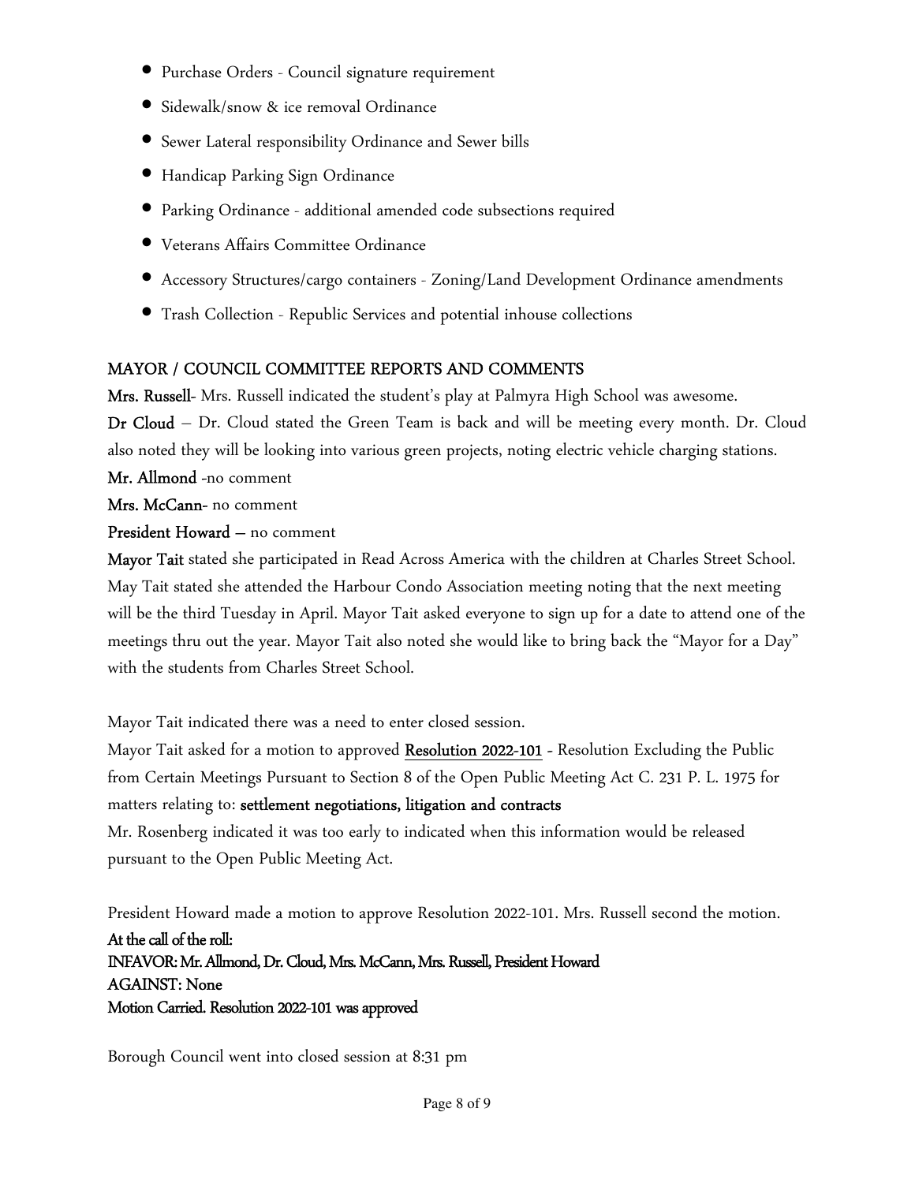- Purchase Orders - Council signature requirement
- Sidewalk/snow & ice removal Ordinance
- Sewer Lateral responsibility Ordinance and Sewer bills
- Handicap Parking Sign Ordinance
- Parking Ordinance - additional amended code subsections required
- Veterans Affairs Committee Ordinance
- Accessory Structures/cargo containers - Zoning/Land Development Ordinance amendments
- Trash Collection - Republic Services and potential inhouse collections

## MAYOR / COUNCIL COMMITTEE REPORTS AND COMMENTS

**Mrs. Russell**- Mrs. Russell indicated the student's play at Palmyra High School was awesome.

**Dr Cloud** – Dr. Cloud stated the Green Team is back and will be meeting every month. Dr. Cloud also noted they will be looking into various green projects, noting electric vehicle charging stations.

**Mr. Allmond** -no comment

**Mrs. McCann**- no comment

**President Howard** – no comment

**Mayor Tait** stated she participated in Read Across America with the children at Charles Street School. May Tait stated she attended the Harbour Condo Association meeting noting that the next meeting will be the third Tuesday in April. Mayor Tait asked everyone to sign up for a date to attend one of the meetings thru out the year. Mayor Tait also noted she would like to bring back the "Mayor for a Day" with the students from Charles Street School.

Mayor Tait indicated there was a need to enter closed session.

Mayor Tait asked for a motion to approved **Resolution 2022-101** - Resolution Excluding the Public from Certain Meetings Pursuant to Section 8 of the Open Public Meeting Act C. 231 P. L. 1975 for matters relating to: **settlement negotiations, litigation and contracts**

Mr. Rosenberg indicated it was too early to indicated when this information would be released pursuant to the Open Public Meeting Act.

President Howard made a motion to approve Resolution 2022-101. Mrs. Russell second the motion.

**At the call of the roll:**
**INFAVOR: Mr. Allmond, Dr. Cloud, Mrs. McCann, Mrs. Russell, President Howard**
**AGAINST: None**
**Motion Carried. Resolution 2022-101 was approved**

Borough Council went into closed session at 8:31 pm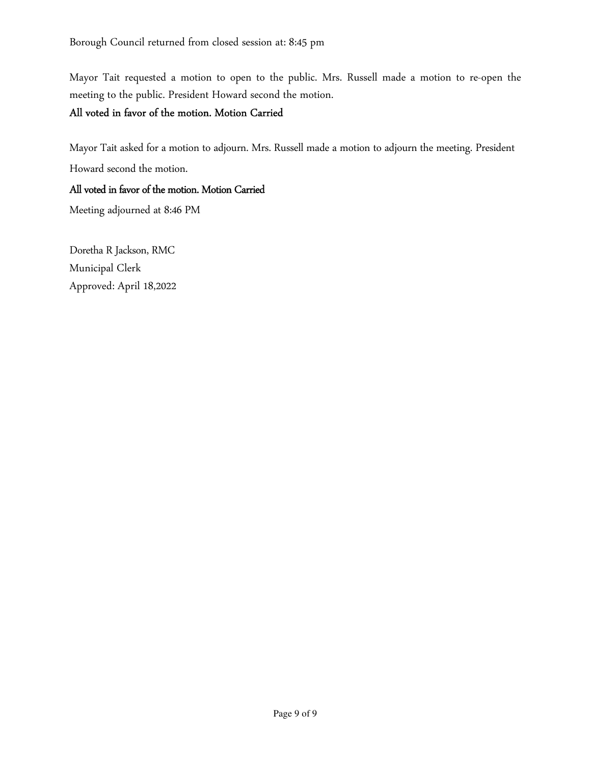Borough Council returned from closed session at: 8:45 pm

Mayor Tait requested a motion to open to the public. Mrs. Russell made a motion to re-open the meeting to the public. President Howard second the motion.

**All voted in favor of the motion. Motion Carried**

Mayor Tait asked for a motion to adjourn. Mrs. Russell made a motion to adjourn the meeting. President Howard second the motion.

**All voted in favor of the motion. Motion Carried**

Meeting adjourned at 8:46 PM

Doretha R Jackson, RMC
Municipal Clerk
Approved: April 18,2022